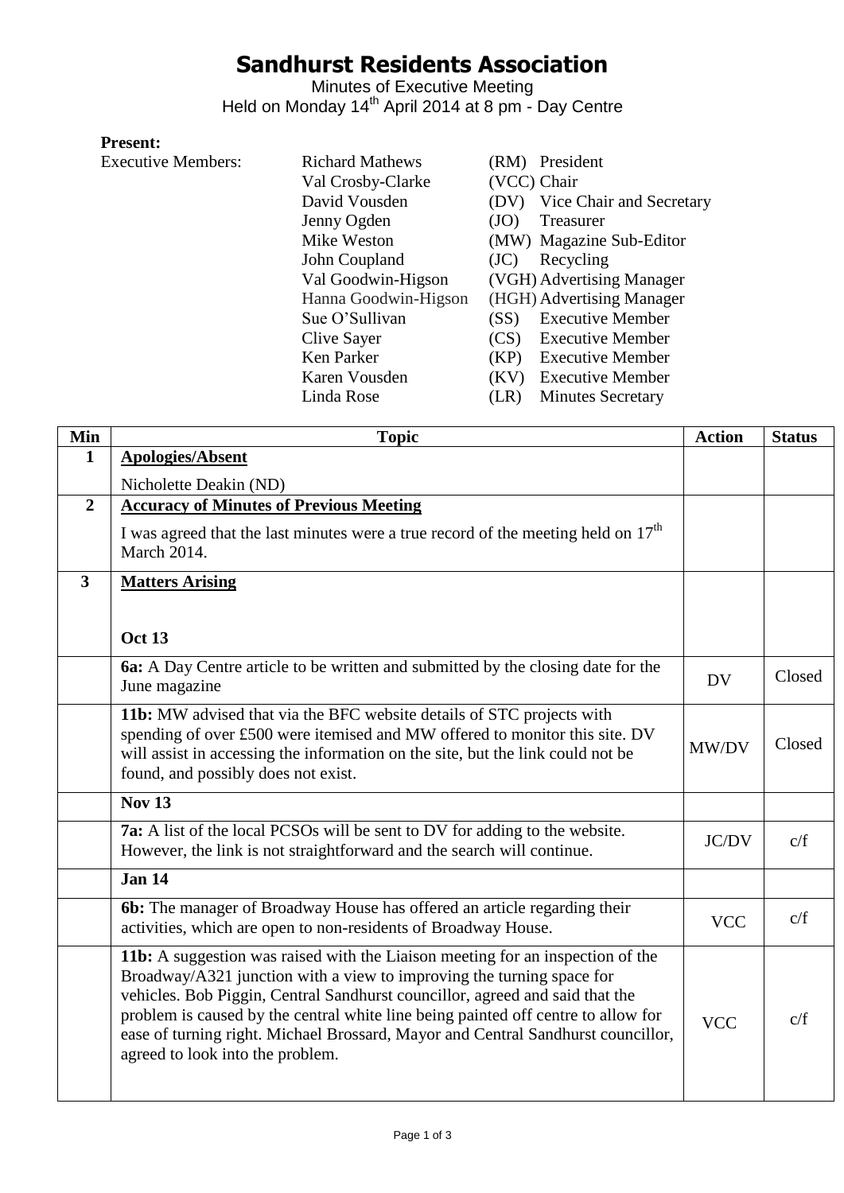# Sandhurst Residents Association

Minutes of Executive Meeting
Held on Monday 14th April 2014 at 8 pm - Day Centre

**Present:**

| Executive Members: | | | |
|---|---|---|---|
| | Richard Mathews | (RM) | President |
| | Val Crosby-Clarke | (VCC) | Chair |
| | David Vousden | (DV) | Vice Chair and Secretary |
| | Jenny Ogden | (JO) | Treasurer |
| | Mike Weston | (MW) | Magazine Sub-Editor |
| | John Coupland | (JC) | Recycling |
| | Val Goodwin-Higson | (VGH) | Advertising Manager |
| | Hanna Goodwin-Higson | (HGH) | Advertising Manager |
| | Sue O'Sullivan | (SS) | Executive Member |
| | Clive Sayer | (CS) | Executive Member |
| | Ken Parker | (KP) | Executive Member |
| | Karen Vousden | (KV) | Executive Member |
| | Linda Rose | (LR) | Minutes Secretary |

| Min | Topic | Action | Status |
|---|---|---|---|
| **1** | **Apologies/Absent**<br><br>Nicholette Deakin (ND) | | |
| **2** | **Accuracy of Minutes of Previous Meeting**<br><br>I was agreed that the last minutes were a true record of the meeting held on 17th March 2014. | | |
| **3** | **Matters Arising**<br><br>**Oct 13** | | |
| | **6a:** A Day Centre article to be written and submitted by the closing date for the June magazine | DV | Closed |
| | **11b:** MW advised that via the BFC website details of STC projects with spending of over £500 were itemised and MW offered to monitor this site. DV will assist in accessing the information on the site, but the link could not be found, and possibly does not exist. | MW/DV | Closed |
| | **Nov 13** | | |
| | **7a:** A list of the local PCSOs will be sent to DV for adding to the website. However, the link is not straightforward and the search will continue. | JC/DV | c/f |
| | **Jan 14** | | |
| | **6b:** The manager of Broadway House has offered an article regarding their activities, which are open to non-residents of Broadway House. | VCC | c/f |
| | **11b:** A suggestion was raised with the Liaison meeting for an inspection of the Broadway/A321 junction with a view to improving the turning space for vehicles. Bob Piggin, Central Sandhurst councillor, agreed and said that the problem is caused by the central white line being painted off centre to allow for ease of turning right. Michael Brossard, Mayor and Central Sandhurst councillor, agreed to look into the problem. | VCC | c/f |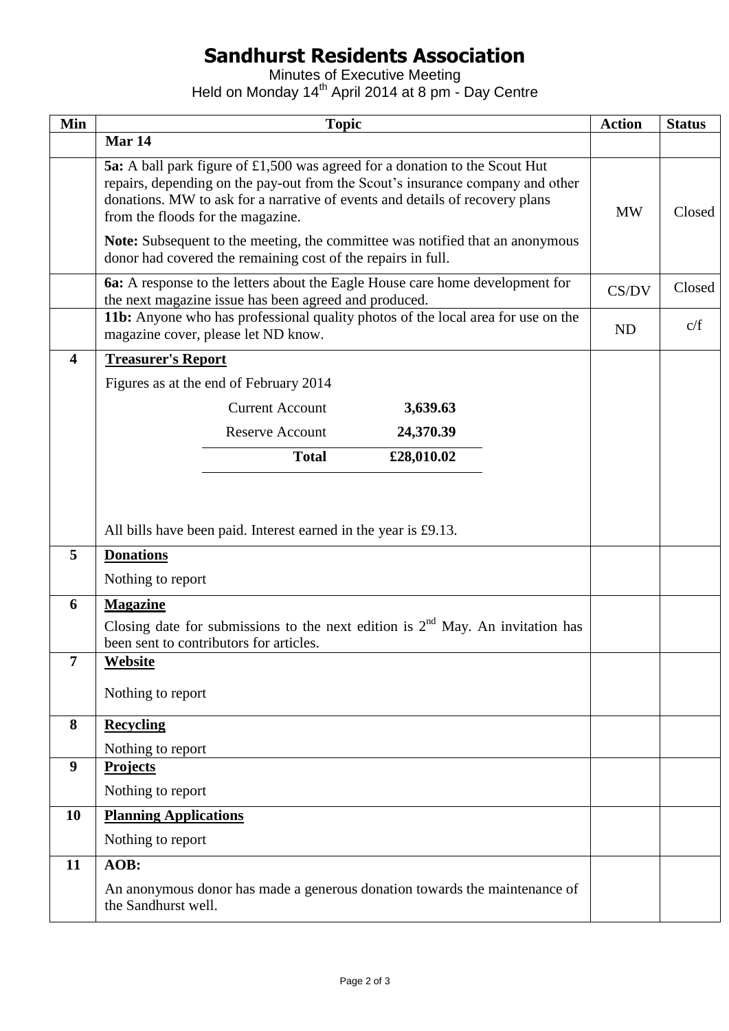# Sandhurst Residents Association

Minutes of Executive Meeting
Held on Monday 14th April 2014 at 8 pm - Day Centre

| Min | Topic | Action | Status |
|---|---|---|---|
| | **Mar 14** | | |
| | **5a:** A ball park figure of £1,500 was agreed for a donation to the Scout Hut repairs, depending on the pay-out from the Scout's insurance company and other donations. MW to ask for a narrative of events and details of recovery plans from the floods for the magazine.<br>**Note:** Subsequent to the meeting, the committee was notified that an anonymous donor had covered the remaining cost of the repairs in full. | MW | Closed |
| | **6a:** A response to the letters about the Eagle House care home development for the next magazine issue has been agreed and produced. | CS/DV | Closed |
| | **11b:** Anyone who has professional quality photos of the local area for use on the magazine cover, please let ND know. | ND | c/f |
| **4** | **Treasurer's Report**<br>Figures as at the end of February 2014<br>Current Account 3,639.63<br>Reserve Account 24,370.39<br>**Total £28,010.02**<br>All bills have been paid. Interest earned in the year is £9.13. | | |
| **5** | **Donations**<br>Nothing to report | | |
| **6** | **Magazine**<br>Closing date for submissions to the next edition is 2nd May. An invitation has been sent to contributors for articles. | | |
| **7** | **Website**<br>Nothing to report | | |
| **8** | **Recycling**<br>Nothing to report | | |
| **9** | **Projects**<br>Nothing to report | | |
| **10** | **Planning Applications**<br>Nothing to report | | |
| **11** | **AOB:**<br>An anonymous donor has made a generous donation towards the maintenance of the Sandhurst well. | | |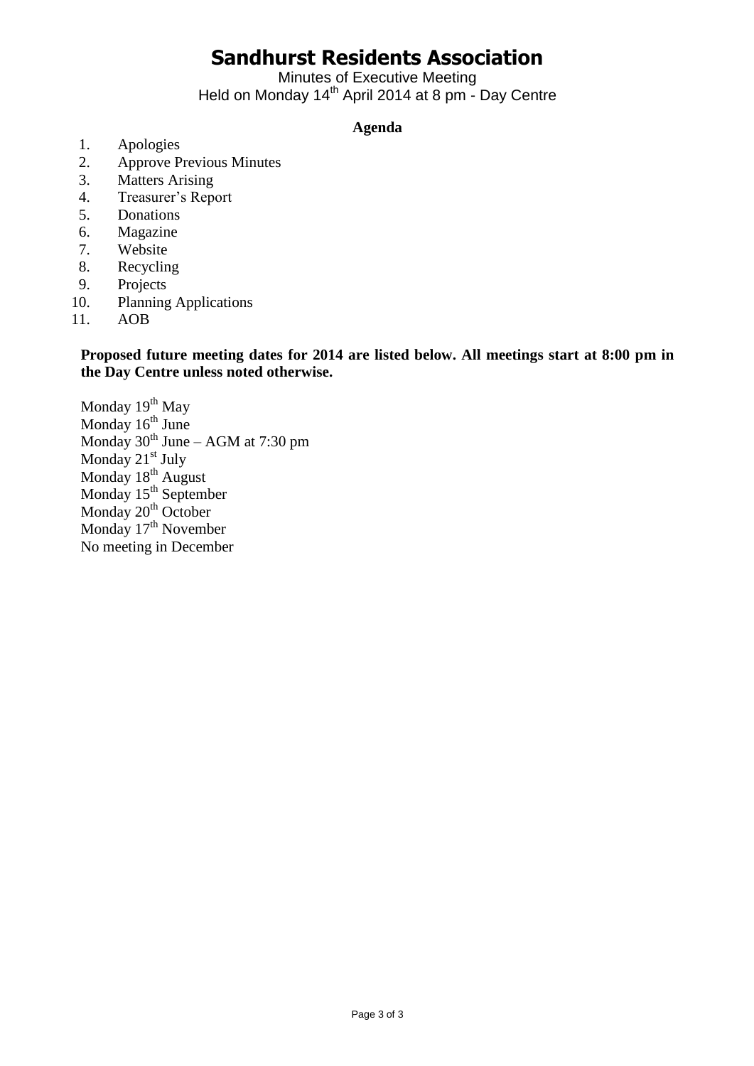# Sandhurst Residents Association

Minutes of Executive Meeting

Held on Monday 14th April 2014 at 8 pm - Day Centre

**Agenda**

1. Apologies
2. Approve Previous Minutes
3. Matters Arising
4. Treasurer's Report
5. Donations
6. Magazine
7. Website
8. Recycling
9. Projects
10. Planning Applications
11. AOB

**Proposed future meeting dates for 2014 are listed below. All meetings start at 8:00 pm in the Day Centre unless noted otherwise.**

Monday 19th May
Monday 16th June
Monday 30th June – AGM at 7:30 pm
Monday 21st July
Monday 18th August
Monday 15th September
Monday 20th October
Monday 17th November
No meeting in December